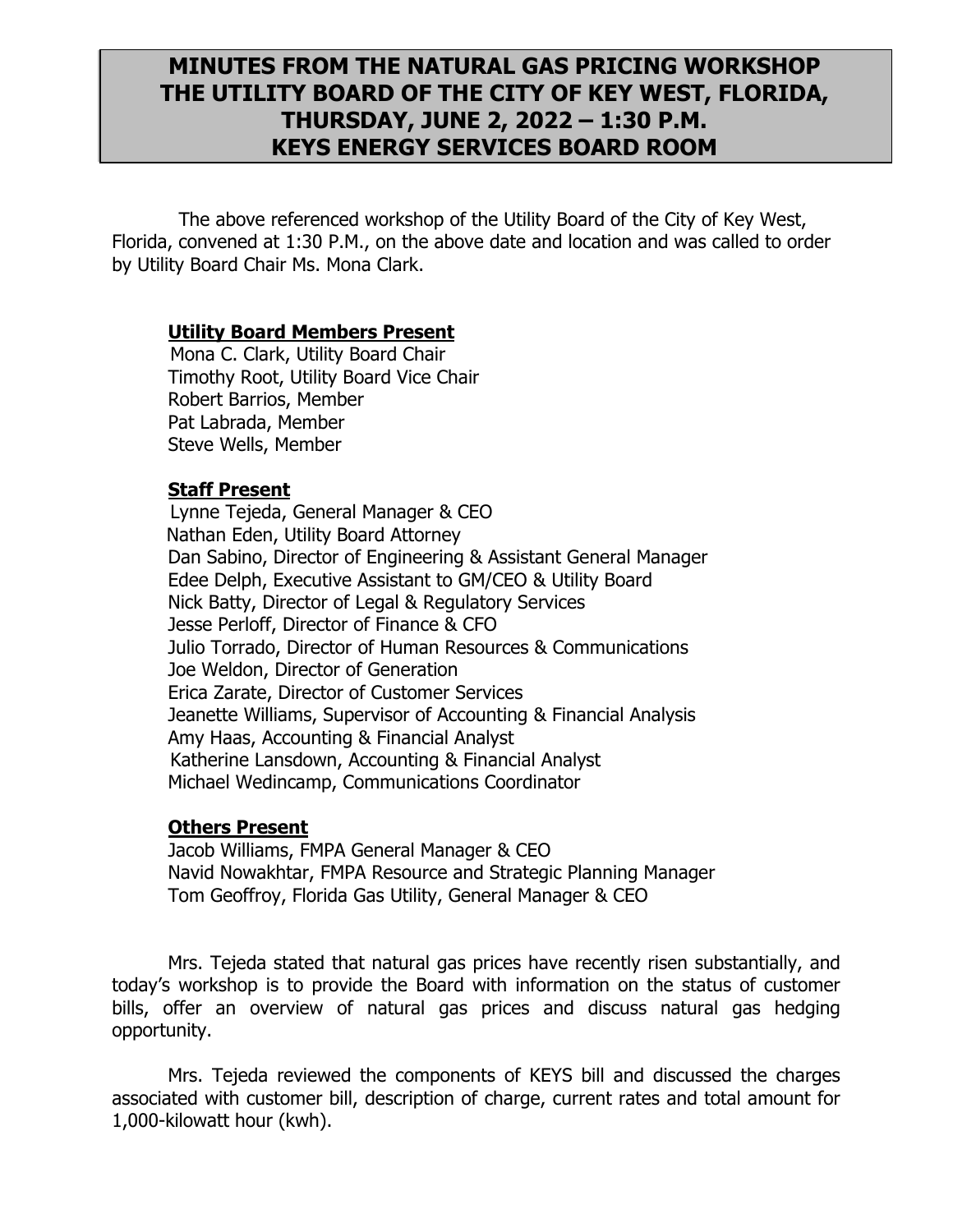# MINUTES FROM THE NATURAL GAS PRICING WORKSHOP THE UTILITY BOARD OF THE CITY OF KEY WEST, FLORIDA, THURSDAY, JUNE 2, 2022 – 1:30 P.M. KEYS ENERGY SERVICES BOARD ROOM

The above referenced workshop of the Utility Board of the City of Key West, Florida, convened at 1:30 P.M., on the above date and location and was called to order by Utility Board Chair Ms. Mona Clark.

**Utility Board Members Present**

Mona C. Clark, Utility Board Chair
Timothy Root, Utility Board Vice Chair
Robert Barrios, Member
Pat Labrada, Member
Steve Wells, Member

**Staff Present**

Lynne Tejeda, General Manager & CEO
Nathan Eden, Utility Board Attorney
Dan Sabino, Director of Engineering & Assistant General Manager
Edee Delph, Executive Assistant to GM/CEO & Utility Board
Nick Batty, Director of Legal & Regulatory Services
Jesse Perloff, Director of Finance & CFO
Julio Torrado, Director of Human Resources & Communications
Joe Weldon, Director of Generation
Erica Zarate, Director of Customer Services
Jeanette Williams, Supervisor of Accounting & Financial Analysis
Amy Haas, Accounting & Financial Analyst
Katherine Lansdown, Accounting & Financial Analyst
Michael Wedincamp, Communications Coordinator

**Others Present**

Jacob Williams, FMPA General Manager & CEO
Navid Nowakhtar, FMPA Resource and Strategic Planning Manager
Tom Geoffroy, Florida Gas Utility, General Manager & CEO

Mrs. Tejeda stated that natural gas prices have recently risen substantially, and today's workshop is to provide the Board with information on the status of customer bills, offer an overview of natural gas prices and discuss natural gas hedging opportunity.

Mrs. Tejeda reviewed the components of KEYS bill and discussed the charges associated with customer bill, description of charge, current rates and total amount for 1,000-kilowatt hour (kwh).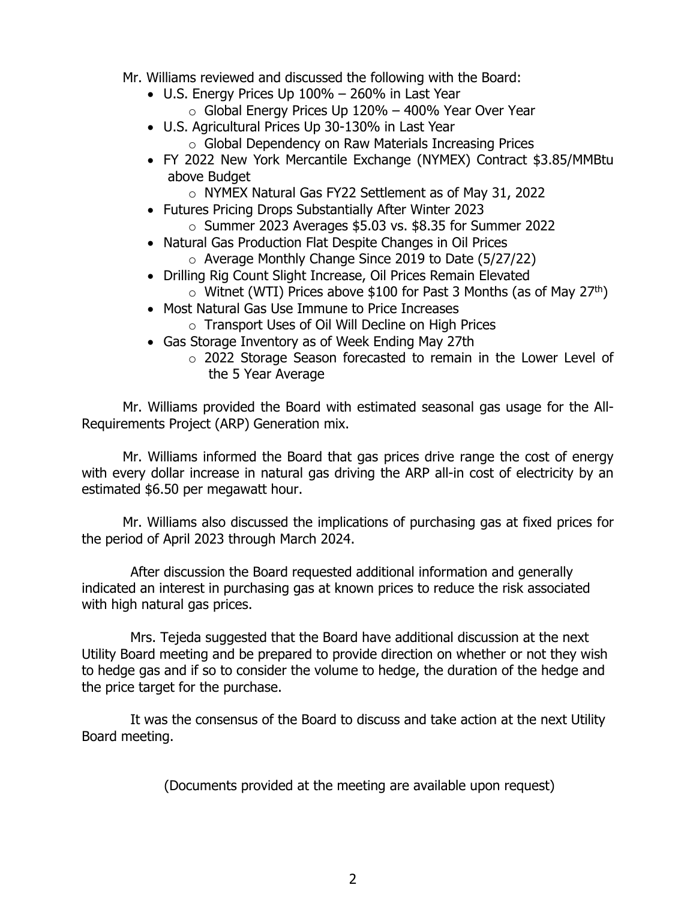Mr. Williams reviewed and discussed the following with the Board:

- U.S. Energy Prices Up 100% – 260% in Last Year
  - Global Energy Prices Up 120% – 400% Year Over Year
- U.S. Agricultural Prices Up 30-130% in Last Year
  - Global Dependency on Raw Materials Increasing Prices
- FY 2022 New York Mercantile Exchange (NYMEX) Contract $3.85/MMBtu above Budget
  - NYMEX Natural Gas FY22 Settlement as of May 31, 2022
- Futures Pricing Drops Substantially After Winter 2023
  - Summer 2023 Averages $5.03 vs. $8.35 for Summer 2022
- Natural Gas Production Flat Despite Changes in Oil Prices
  - Average Monthly Change Since 2019 to Date (5/27/22)
- Drilling Rig Count Slight Increase, Oil Prices Remain Elevated
  - Witnet (WTI) Prices above $100 for Past 3 Months (as of May 27th)
- Most Natural Gas Use Immune to Price Increases
  - Transport Uses of Oil Will Decline on High Prices
- Gas Storage Inventory as of Week Ending May 27th
  - 2022 Storage Season forecasted to remain in the Lower Level of the 5 Year Average

Mr. Williams provided the Board with estimated seasonal gas usage for the All-Requirements Project (ARP) Generation mix.

Mr. Williams informed the Board that gas prices drive range the cost of energy with every dollar increase in natural gas driving the ARP all-in cost of electricity by an estimated $6.50 per megawatt hour.

Mr. Williams also discussed the implications of purchasing gas at fixed prices for the period of April 2023 through March 2024.

After discussion the Board requested additional information and generally indicated an interest in purchasing gas at known prices to reduce the risk associated with high natural gas prices.

Mrs. Tejeda suggested that the Board have additional discussion at the next Utility Board meeting and be prepared to provide direction on whether or not they wish to hedge gas and if so to consider the volume to hedge, the duration of the hedge and the price target for the purchase.

It was the consensus of the Board to discuss and take action at the next Utility Board meeting.

(Documents provided at the meeting are available upon request)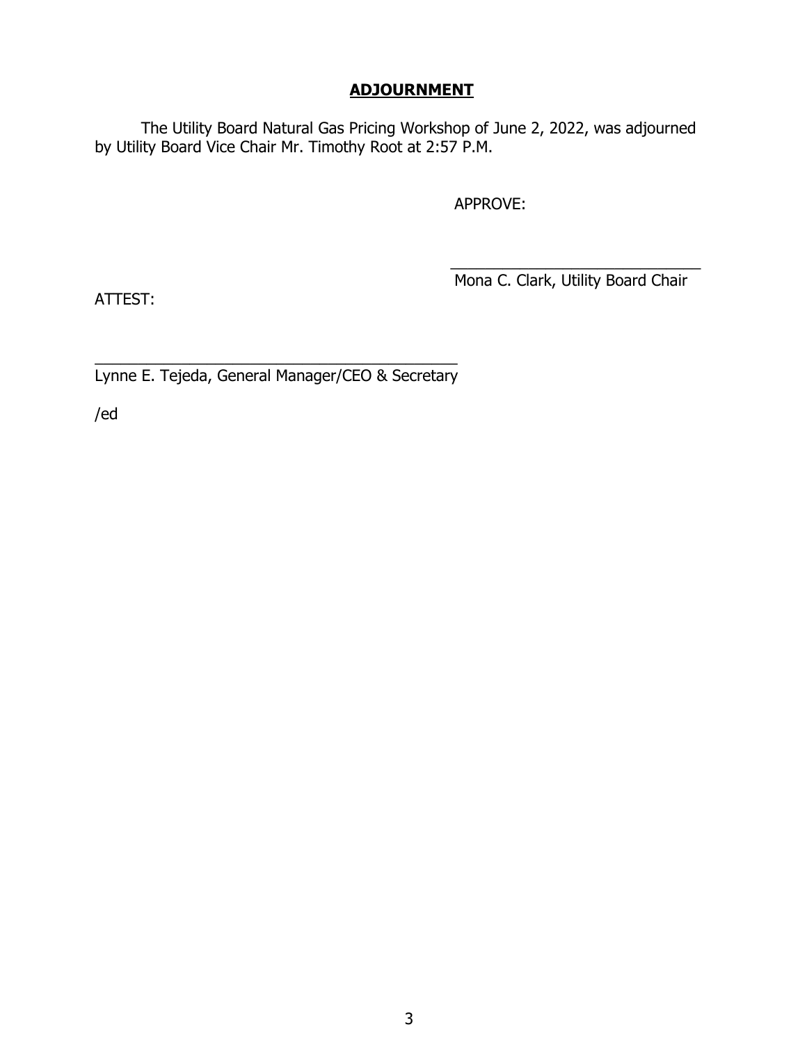## **ADJOURNMENT**

The Utility Board Natural Gas Pricing Workshop of June 2, 2022, was adjourned by Utility Board Vice Chair Mr. Timothy Root at 2:57 P.M.

APPROVE:

\_\_\_\_\_\_\_\_\_\_\_\_\_\_\_\_\_\_\_\_\_\_\_\_\_\_\_\_\_\_\_\_

Mona C. Clark, Utility Board Chair

ATTEST:

\_\_\_\_\_\_\_\_\_\_\_\_\_\_\_\_\_\_\_\_\_\_\_\_\_\_\_\_\_\_\_\_\_\_\_\_\_\_\_\_\_\_\_\_

Lynne E. Tejeda, General Manager/CEO & Secretary

/ed